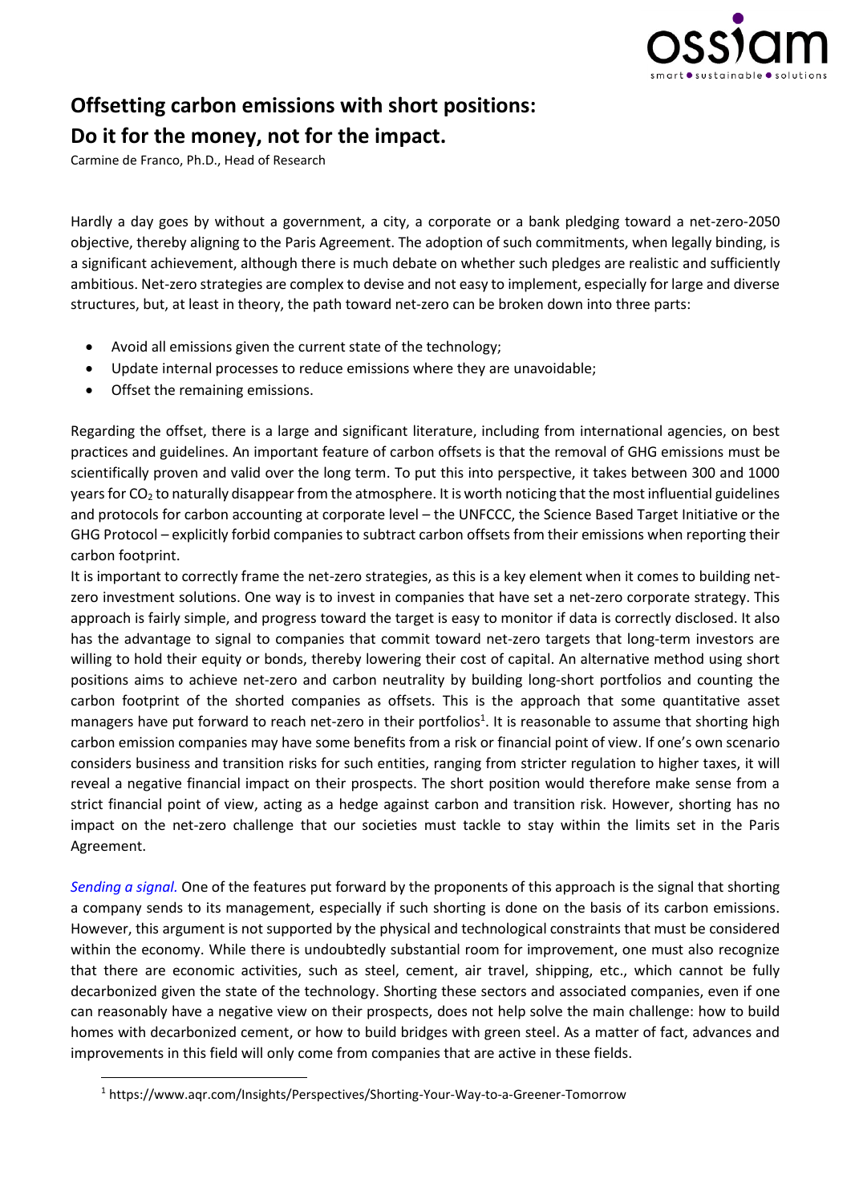# Offsetting carbon emissions with short positions:
# Do it for the money, not for the impact.

Carmine de Franco, Ph.D., Head of Research

Hardly a day goes by without a government, a city, a corporate or a bank pledging toward a net-zero-2050 objective, thereby aligning to the Paris Agreement. The adoption of such commitments, when legally binding, is a significant achievement, although there is much debate on whether such pledges are realistic and sufficiently ambitious. Net-zero strategies are complex to devise and not easy to implement, especially for large and diverse structures, but, at least in theory, the path toward net-zero can be broken down into three parts:

- Avoid all emissions given the current state of the technology;
- Update internal processes to reduce emissions where they are unavoidable;
- Offset the remaining emissions.

Regarding the offset, there is a large and significant literature, including from international agencies, on best practices and guidelines. An important feature of carbon offsets is that the removal of GHG emissions must be scientifically proven and valid over the long term. To put this into perspective, it takes between 300 and 1000 years for $CO_2$ to naturally disappear from the atmosphere. It is worth noticing that the most influential guidelines and protocols for carbon accounting at corporate level – the UNFCCC, the Science Based Target Initiative or the GHG Protocol – explicitly forbid companies to subtract carbon offsets from their emissions when reporting their carbon footprint.

It is important to correctly frame the net-zero strategies, as this is a key element when it comes to building net-zero investment solutions. One way is to invest in companies that have set a net-zero corporate strategy. This approach is fairly simple, and progress toward the target is easy to monitor if data is correctly disclosed. It also has the advantage to signal to companies that commit toward net-zero targets that long-term investors are willing to hold their equity or bonds, thereby lowering their cost of capital. An alternative method using short positions aims to achieve net-zero and carbon neutrality by building long-short portfolios and counting the carbon footprint of the shorted companies as offsets. This is the approach that some quantitative asset managers have put forward to reach net-zero in their portfolios[1]. It is reasonable to assume that shorting high carbon emission companies may have some benefits from a risk or financial point of view. If one's own scenario considers business and transition risks for such entities, ranging from stricter regulation to higher taxes, it will reveal a negative financial impact on their prospects. The short position would therefore make sense from a strict financial point of view, acting as a hedge against carbon and transition risk. However, shorting has no impact on the net-zero challenge that our societies must tackle to stay within the limits set in the Paris Agreement.

*Sending a signal.* One of the features put forward by the proponents of this approach is the signal that shorting a company sends to its management, especially if such shorting is done on the basis of its carbon emissions. However, this argument is not supported by the physical and technological constraints that must be considered within the economy. While there is undoubtedly substantial room for improvement, one must also recognize that there are economic activities, such as steel, cement, air travel, shipping, etc., which cannot be fully decarbonized given the state of the technology. Shorting these sectors and associated companies, even if one can reasonably have a negative view on their prospects, does not help solve the main challenge: how to build homes with decarbonized cement, or how to build bridges with green steel. As a matter of fact, advances and improvements in this field will only come from companies that are active in these fields.

[1] https://www.aqr.com/Insights/Perspectives/Shorting-Your-Way-to-a-Greener-Tomorrow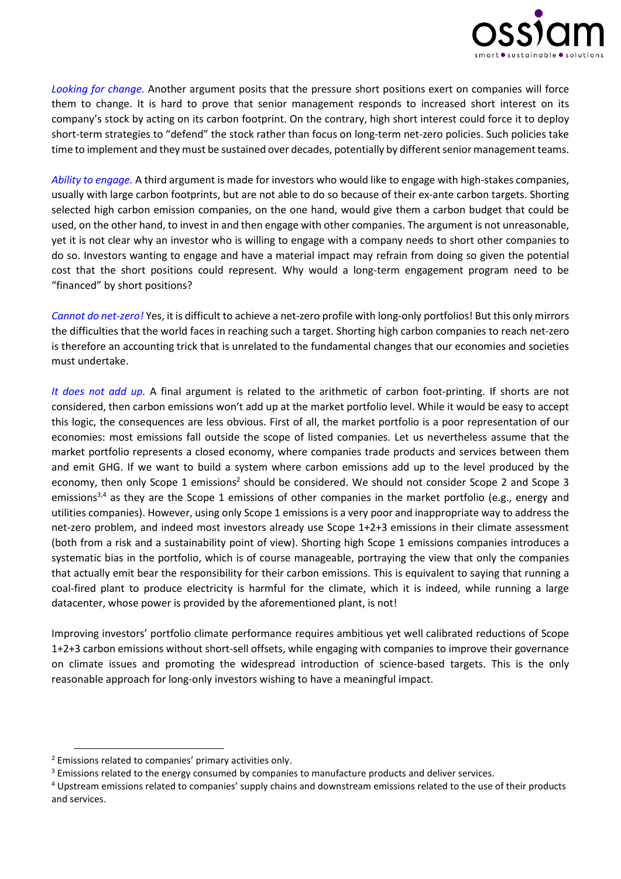*Looking for change.* Another argument posits that the pressure short positions exert on companies will force them to change. It is hard to prove that senior management responds to increased short interest on its company's stock by acting on its carbon footprint. On the contrary, high short interest could force it to deploy short-term strategies to "defend" the stock rather than focus on long-term net-zero policies. Such policies take time to implement and they must be sustained over decades, potentially by different senior management teams.

*Ability to engage.* A third argument is made for investors who would like to engage with high-stakes companies, usually with large carbon footprints, but are not able to do so because of their ex-ante carbon targets. Shorting selected high carbon emission companies, on the one hand, would give them a carbon budget that could be used, on the other hand, to invest in and then engage with other companies. The argument is not unreasonable, yet it is not clear why an investor who is willing to engage with a company needs to short other companies to do so. Investors wanting to engage and have a material impact may refrain from doing so given the potential cost that the short positions could represent. Why would a long-term engagement program need to be "financed" by short positions?

*Cannot do net-zero!* Yes, it is difficult to achieve a net-zero profile with long-only portfolios! But this only mirrors the difficulties that the world faces in reaching such a target. Shorting high carbon companies to reach net-zero is therefore an accounting trick that is unrelated to the fundamental changes that our economies and societies must undertake.

*It does not add up.* A final argument is related to the arithmetic of carbon foot-printing. If shorts are not considered, then carbon emissions won't add up at the market portfolio level. While it would be easy to accept this logic, the consequences are less obvious. First of all, the market portfolio is a poor representation of our economies: most emissions fall outside the scope of listed companies. Let us nevertheless assume that the market portfolio represents a closed economy, where companies trade products and services between them and emit GHG. If we want to build a system where carbon emissions add up to the level produced by the economy, then only Scope 1 emissions[2] should be considered. We should not consider Scope 2 and Scope 3 emissions[3,4] as they are the Scope 1 emissions of other companies in the market portfolio (e.g., energy and utilities companies). However, using only Scope 1 emissions is a very poor and inappropriate way to address the net-zero problem, and indeed most investors already use Scope 1+2+3 emissions in their climate assessment (both from a risk and a sustainability point of view). Shorting high Scope 1 emissions companies introduces a systematic bias in the portfolio, which is of course manageable, portraying the view that only the companies that actually emit bear the responsibility for their carbon emissions. This is equivalent to saying that running a coal-fired plant to produce electricity is harmful for the climate, which it is indeed, while running a large datacenter, whose power is provided by the aforementioned plant, is not!

Improving investors' portfolio climate performance requires ambitious yet well calibrated reductions of Scope 1+2+3 carbon emissions without short-sell offsets, while engaging with companies to improve their governance on climate issues and promoting the widespread introduction of science-based targets. This is the only reasonable approach for long-only investors wishing to have a meaningful impact.

---

[2] Emissions related to companies' primary activities only.

[3] Emissions related to the energy consumed by companies to manufacture products and deliver services.

[4] Upstream emissions related to companies' supply chains and downstream emissions related to the use of their products and services.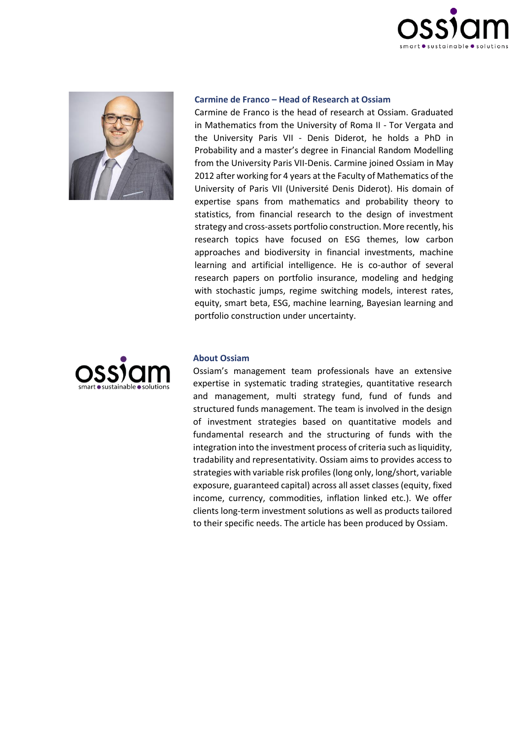## Carmine de Franco – Head of Research at Ossiam

Carmine de Franco is the head of research at Ossiam. Graduated in Mathematics from the University of Roma II - Tor Vergata and the University Paris VII - Denis Diderot, he holds a PhD in Probability and a master's degree in Financial Random Modelling from the University Paris VII-Denis. Carmine joined Ossiam in May 2012 after working for 4 years at the Faculty of Mathematics of the University of Paris VII (Université Denis Diderot). His domain of expertise spans from mathematics and probability theory to statistics, from financial research to the design of investment strategy and cross-assets portfolio construction. More recently, his research topics have focused on ESG themes, low carbon approaches and biodiversity in financial investments, machine learning and artificial intelligence. He is co-author of several research papers on portfolio insurance, modeling and hedging with stochastic jumps, regime switching models, interest rates, equity, smart beta, ESG, machine learning, Bayesian learning and portfolio construction under uncertainty.

## About Ossiam

Ossiam's management team professionals have an extensive expertise in systematic trading strategies, quantitative research and management, multi strategy fund, fund of funds and structured funds management. The team is involved in the design of investment strategies based on quantitative models and fundamental research and the structuring of funds with the integration into the investment process of criteria such as liquidity, tradability and representativity. Ossiam aims to provides access to strategies with variable risk profiles (long only, long/short, variable exposure, guaranteed capital) across all asset classes (equity, fixed income, currency, commodities, inflation linked etc.). We offer clients long-term investment solutions as well as products tailored to their specific needs. The article has been produced by Ossiam.